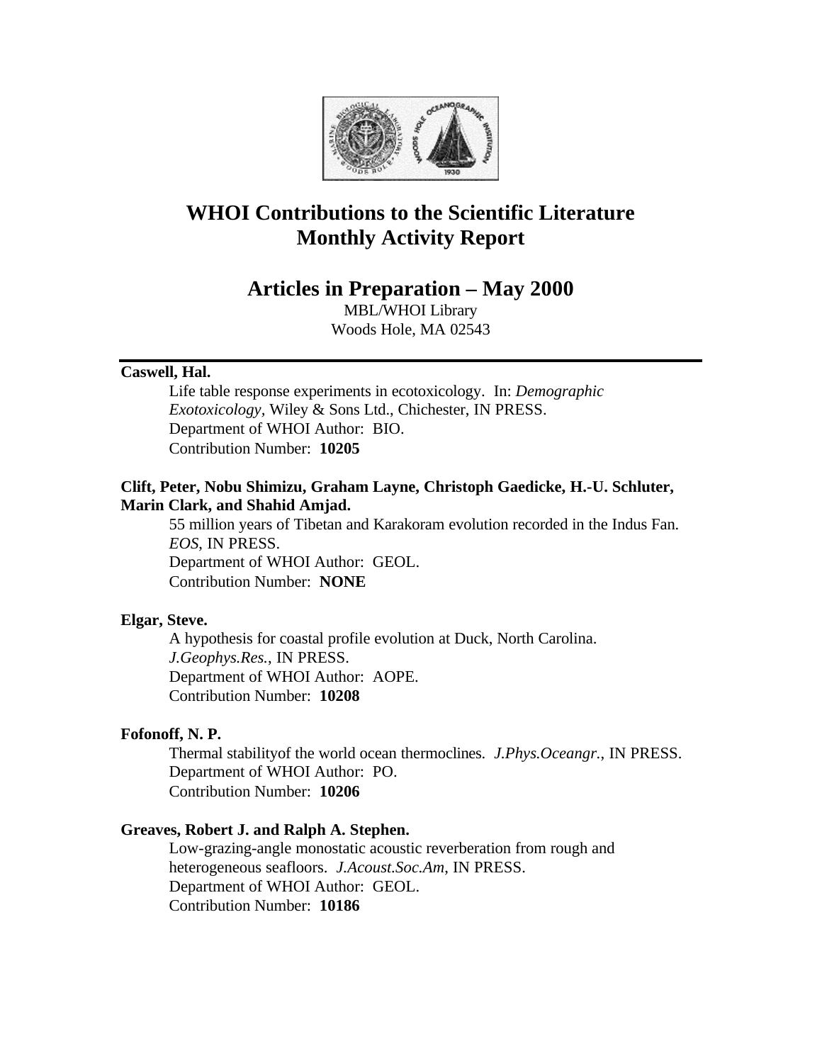# WHOI Contributions to the Scientific Literature
# Monthly Activity Report

## Articles in Preparation – May 2000

MBL/WHOI Library
Woods Hole, MA 02543

---

**Caswell, Hal.**

Life table response experiments in ecotoxicology. In: *Demographic Exotoxicology,* Wiley & Sons Ltd., Chichester, IN PRESS.
Department of WHOI Author: BIO.
Contribution Number: **10205**

**Clift, Peter, Nobu Shimizu, Graham Layne, Christoph Gaedicke, H.-U. Schluter, Marin Clark, and Shahid Amjad.**

55 million years of Tibetan and Karakoram evolution recorded in the Indus Fan. *EOS*, IN PRESS.
Department of WHOI Author: GEOL.
Contribution Number: **NONE**

**Elgar, Steve.**

A hypothesis for coastal profile evolution at Duck, North Carolina. *J.Geophys.Res.*, IN PRESS.
Department of WHOI Author: AOPE.
Contribution Number: **10208**

**Fofonoff, N. P.**

Thermal stabilityof the world ocean thermoclines. *J.Phys.Oceangr.*, IN PRESS.
Department of WHOI Author: PO.
Contribution Number: **10206**

**Greaves, Robert J. and Ralph A. Stephen.**

Low-grazing-angle monostatic acoustic reverberation from rough and heterogeneous seafloors. *J.Acoust.Soc.Am*, IN PRESS.
Department of WHOI Author: GEOL.
Contribution Number: **10186**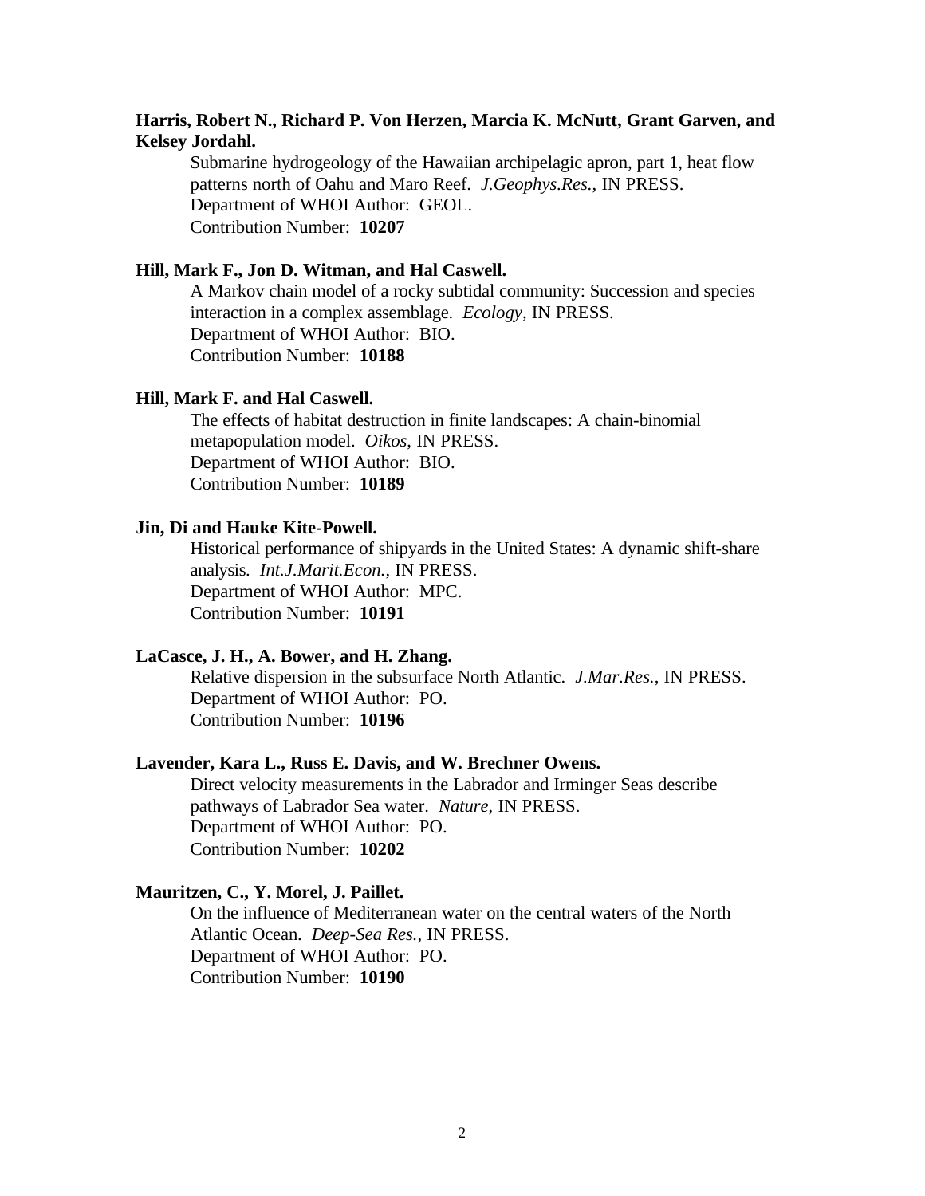**Harris, Robert N., Richard P. Von Herzen, Marcia K. McNutt, Grant Garven, and Kelsey Jordahl.**

Submarine hydrogeology of the Hawaiian archipelagic apron, part 1, heat flow patterns north of Oahu and Maro Reef. *J.Geophys.Res.*, IN PRESS.
Department of WHOI Author: GEOL.
Contribution Number: **10207**

**Hill, Mark F., Jon D. Witman, and Hal Caswell.**

A Markov chain model of a rocky subtidal community: Succession and species interaction in a complex assemblage. *Ecology*, IN PRESS.
Department of WHOI Author: BIO.
Contribution Number: **10188**

**Hill, Mark F. and Hal Caswell.**

The effects of habitat destruction in finite landscapes: A chain-binomial metapopulation model. *Oikos*, IN PRESS.
Department of WHOI Author: BIO.
Contribution Number: **10189**

**Jin, Di and Hauke Kite-Powell.**

Historical performance of shipyards in the United States: A dynamic shift-share analysis. *Int.J.Marit.Econ.*, IN PRESS.
Department of WHOI Author: MPC.
Contribution Number: **10191**

**LaCasce, J. H., A. Bower, and H. Zhang.**

Relative dispersion in the subsurface North Atlantic. *J.Mar.Res.*, IN PRESS.
Department of WHOI Author: PO.
Contribution Number: **10196**

**Lavender, Kara L., Russ E. Davis, and W. Brechner Owens.**

Direct velocity measurements in the Labrador and Irminger Seas describe pathways of Labrador Sea water. *Nature*, IN PRESS.
Department of WHOI Author: PO.
Contribution Number: **10202**

**Mauritzen, C., Y. Morel, J. Paillet.**

On the influence of Mediterranean water on the central waters of the North Atlantic Ocean. *Deep-Sea Res.*, IN PRESS.
Department of WHOI Author: PO.
Contribution Number: **10190**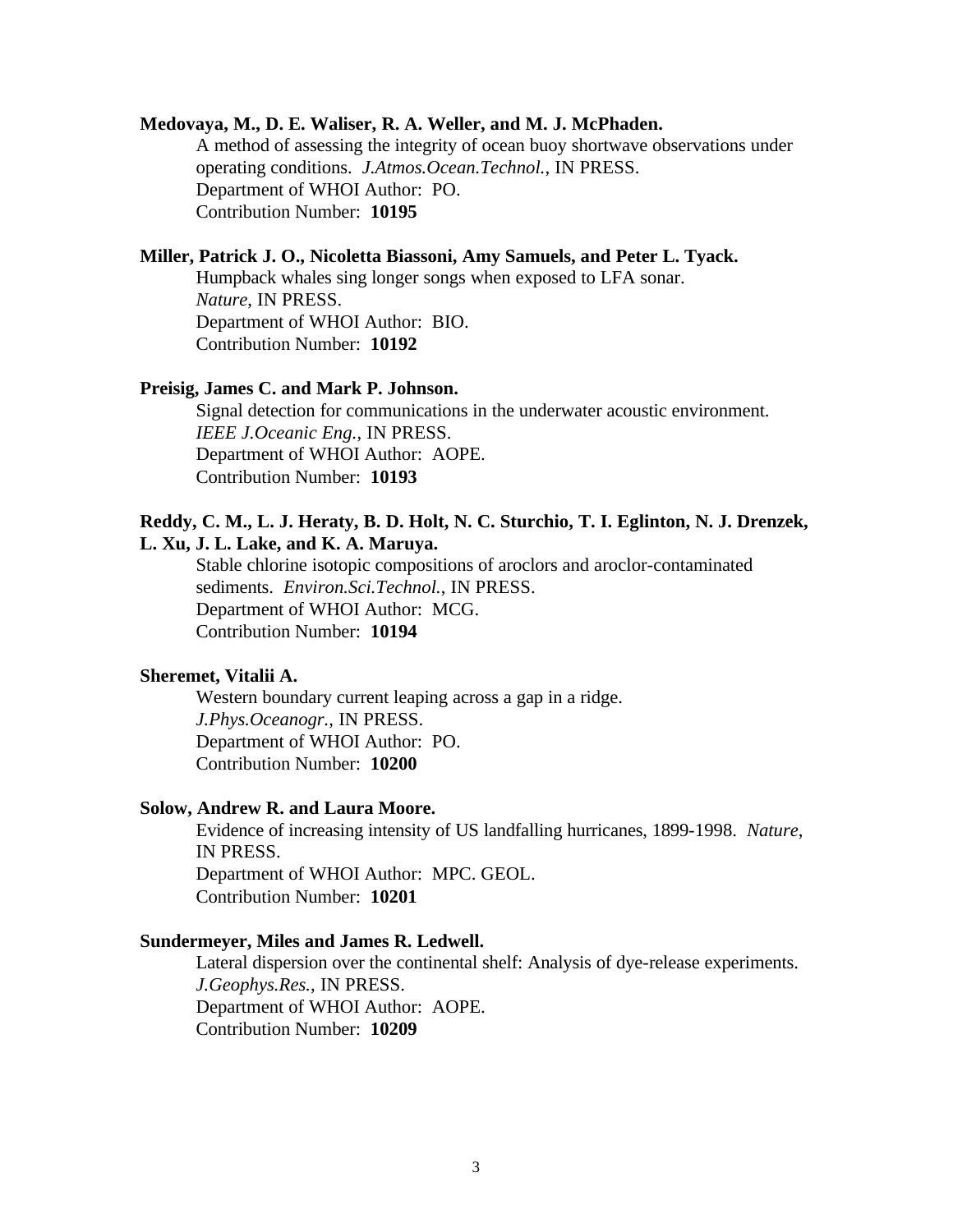**Medovaya, M., D. E. Waliser, R. A. Weller, and M. J. McPhaden.**
A method of assessing the integrity of ocean buoy shortwave observations under operating conditions. *J.Atmos.Ocean.Technol.*, IN PRESS.
Department of WHOI Author: PO.
Contribution Number: **10195**

**Miller, Patrick J. O., Nicoletta Biassoni, Amy Samuels, and Peter L. Tyack.**
Humpback whales sing longer songs when exposed to LFA sonar.
*Nature*, IN PRESS.
Department of WHOI Author: BIO.
Contribution Number: **10192**

**Preisig, James C. and Mark P. Johnson.**
Signal detection for communications in the underwater acoustic environment.
*IEEE J.Oceanic Eng.*, IN PRESS.
Department of WHOI Author: AOPE.
Contribution Number: **10193**

**Reddy, C. M., L. J. Heraty, B. D. Holt, N. C. Sturchio, T. I. Eglinton, N. J. Drenzek, L. Xu, J. L. Lake, and K. A. Maruya.**
Stable chlorine isotopic compositions of aroclors and aroclor-contaminated sediments. *Environ.Sci.Technol.*, IN PRESS.
Department of WHOI Author: MCG.
Contribution Number: **10194**

**Sheremet, Vitalii A.**
Western boundary current leaping across a gap in a ridge.
*J.Phys.Oceanogr.*, IN PRESS.
Department of WHOI Author: PO.
Contribution Number: **10200**

**Solow, Andrew R. and Laura Moore.**
Evidence of increasing intensity of US landfalling hurricanes, 1899-1998. *Nature*, IN PRESS.
Department of WHOI Author: MPC. GEOL.
Contribution Number: **10201**

**Sundermeyer, Miles and James R. Ledwell.**
Lateral dispersion over the continental shelf: Analysis of dye-release experiments.
*J.Geophys.Res.*, IN PRESS.
Department of WHOI Author: AOPE.
Contribution Number: **10209**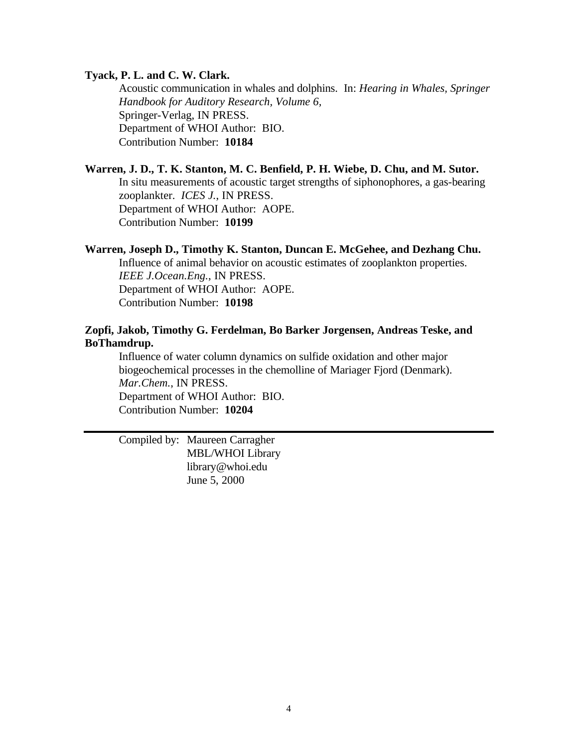**Tyack, P. L. and C. W. Clark.**

Acoustic communication in whales and dolphins. In: *Hearing in Whales, Springer Handbook for Auditory Research, Volume 6*,
Springer-Verlag, IN PRESS.
Department of WHOI Author: BIO.
Contribution Number: **10184**

**Warren, J. D., T. K. Stanton, M. C. Benfield, P. H. Wiebe, D. Chu, and M. Sutor.**

In situ measurements of acoustic target strengths of siphonophores, a gas-bearing zooplankter. *ICES J.*, IN PRESS.
Department of WHOI Author: AOPE.
Contribution Number: **10199**

**Warren, Joseph D., Timothy K. Stanton, Duncan E. McGehee, and Dezhang Chu.**

Influence of animal behavior on acoustic estimates of zooplankton properties.
*IEEE J.Ocean.Eng.*, IN PRESS.
Department of WHOI Author: AOPE.
Contribution Number: **10198**

**Zopfi, Jakob, Timothy G. Ferdelman, Bo Barker Jorgensen, Andreas Teske, and BoThamdrup.**

Influence of water column dynamics on sulfide oxidation and other major biogeochemical processes in the chemolline of Mariager Fjord (Denmark).
*Mar.Chem.*, IN PRESS.
Department of WHOI Author: BIO.
Contribution Number: **10204**

---

Compiled by: Maureen Carragher
MBL/WHOI Library
library@whoi.edu
June 5, 2000